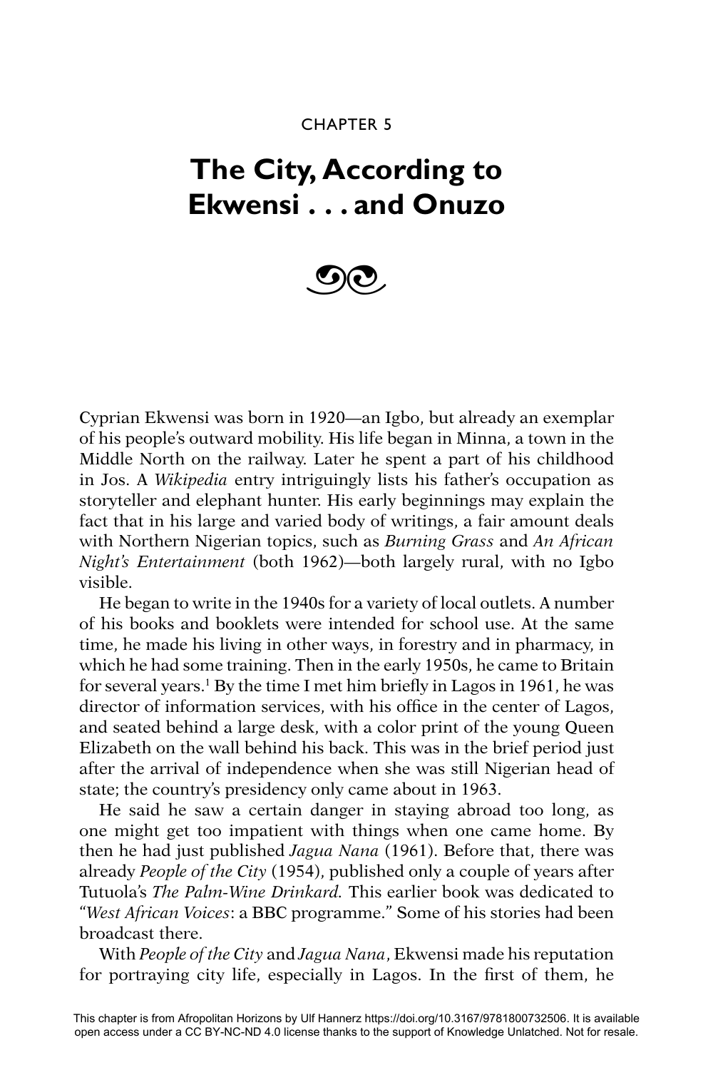CHAPTER 5

# The City, According to Ekwensi . . . and Onuzo

Cyprian Ekwensi was born in 1920—an Igbo, but already an exemplar of his people's outward mobility. His life began in Minna, a town in the Middle North on the railway. Later he spent a part of his childhood in Jos. A *Wikipedia* entry intriguingly lists his father's occupation as storyteller and elephant hunter. His early beginnings may explain the fact that in his large and varied body of writings, a fair amount deals with Northern Nigerian topics, such as *Burning Grass* and *An African Night's Entertainment* (both 1962)—both largely rural, with no Igbo visible.

He began to write in the 1940s for a variety of local outlets. A number of his books and booklets were intended for school use. At the same time, he made his living in other ways, in forestry and in pharmacy, in which he had some training. Then in the early 1950s, he came to Britain for several years.[1] By the time I met him briefly in Lagos in 1961, he was director of information services, with his office in the center of Lagos, and seated behind a large desk, with a color print of the young Queen Elizabeth on the wall behind his back. This was in the brief period just after the arrival of independence when she was still Nigerian head of state; the country's presidency only came about in 1963.

He said he saw a certain danger in staying abroad too long, as one might get too impatient with things when one came home. By then he had just published *Jagua Nana* (1961). Before that, there was already *People of the City* (1954), published only a couple of years after Tutuola's *The Palm-Wine Drinkard*. This earlier book was dedicated to "*West African Voices*: a BBC programme." Some of his stories had been broadcast there.

With *People of the City* and *Jagua Nana*, Ekwensi made his reputation for portraying city life, especially in Lagos. In the first of them, he

This chapter is from Afropolitan Horizons by Ulf Hannerz https://doi.org/10.3167/9781800732506. It is available open access under a CC BY-NC-ND 4.0 license thanks to the support of Knowledge Unlatched. Not for resale.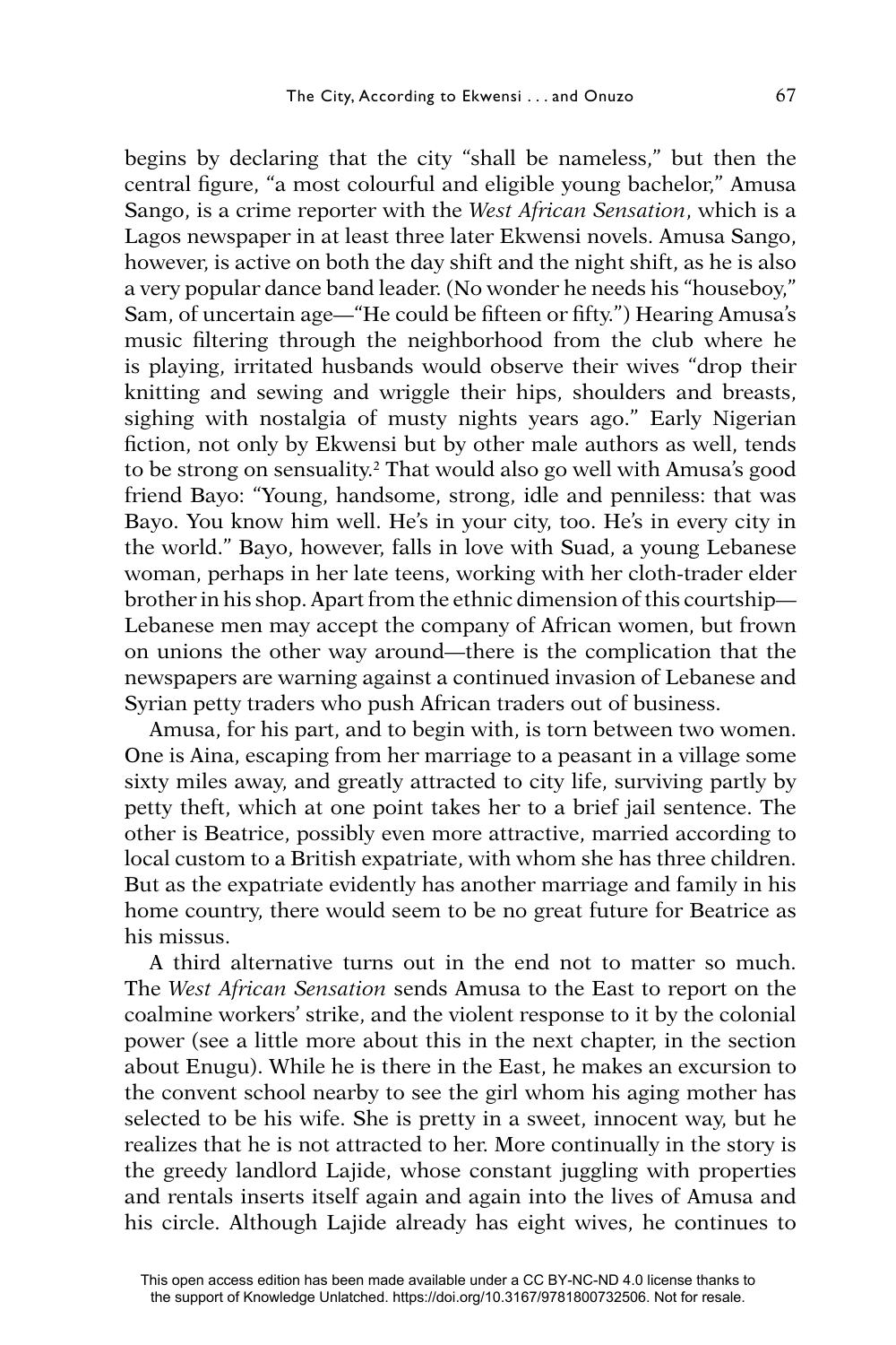begins by declaring that the city "shall be nameless," but then the central figure, "a most colourful and eligible young bachelor," Amusa Sango, is a crime reporter with the *West African Sensation*, which is a Lagos newspaper in at least three later Ekwensi novels. Amusa Sango, however, is active on both the day shift and the night shift, as he is also a very popular dance band leader. (No wonder he needs his "houseboy," Sam, of uncertain age—"He could be fifteen or fifty.") Hearing Amusa's music filtering through the neighborhood from the club where he is playing, irritated husbands would observe their wives "drop their knitting and sewing and wriggle their hips, shoulders and breasts, sighing with nostalgia of musty nights years ago." Early Nigerian fiction, not only by Ekwensi but by other male authors as well, tends to be strong on sensuality.[2] That would also go well with Amusa's good friend Bayo: "Young, handsome, strong, idle and penniless: that was Bayo. You know him well. He's in your city, too. He's in every city in the world." Bayo, however, falls in love with Suad, a young Lebanese woman, perhaps in her late teens, working with her cloth-trader elder brother in his shop. Apart from the ethnic dimension of this courtship—Lebanese men may accept the company of African women, but frown on unions the other way around—there is the complication that the newspapers are warning against a continued invasion of Lebanese and Syrian petty traders who push African traders out of business.

Amusa, for his part, and to begin with, is torn between two women. One is Aina, escaping from her marriage to a peasant in a village some sixty miles away, and greatly attracted to city life, surviving partly by petty theft, which at one point takes her to a brief jail sentence. The other is Beatrice, possibly even more attractive, married according to local custom to a British expatriate, with whom she has three children. But as the expatriate evidently has another marriage and family in his home country, there would seem to be no great future for Beatrice as his missus.

A third alternative turns out in the end not to matter so much. The *West African Sensation* sends Amusa to the East to report on the coalmine workers' strike, and the violent response to it by the colonial power (see a little more about this in the next chapter, in the section about Enugu). While he is there in the East, he makes an excursion to the convent school nearby to see the girl whom his aging mother has selected to be his wife. She is pretty in a sweet, innocent way, but he realizes that he is not attracted to her. More continually in the story is the greedy landlord Lajide, whose constant juggling with properties and rentals inserts itself again and again into the lives of Amusa and his circle. Although Lajide already has eight wives, he continues to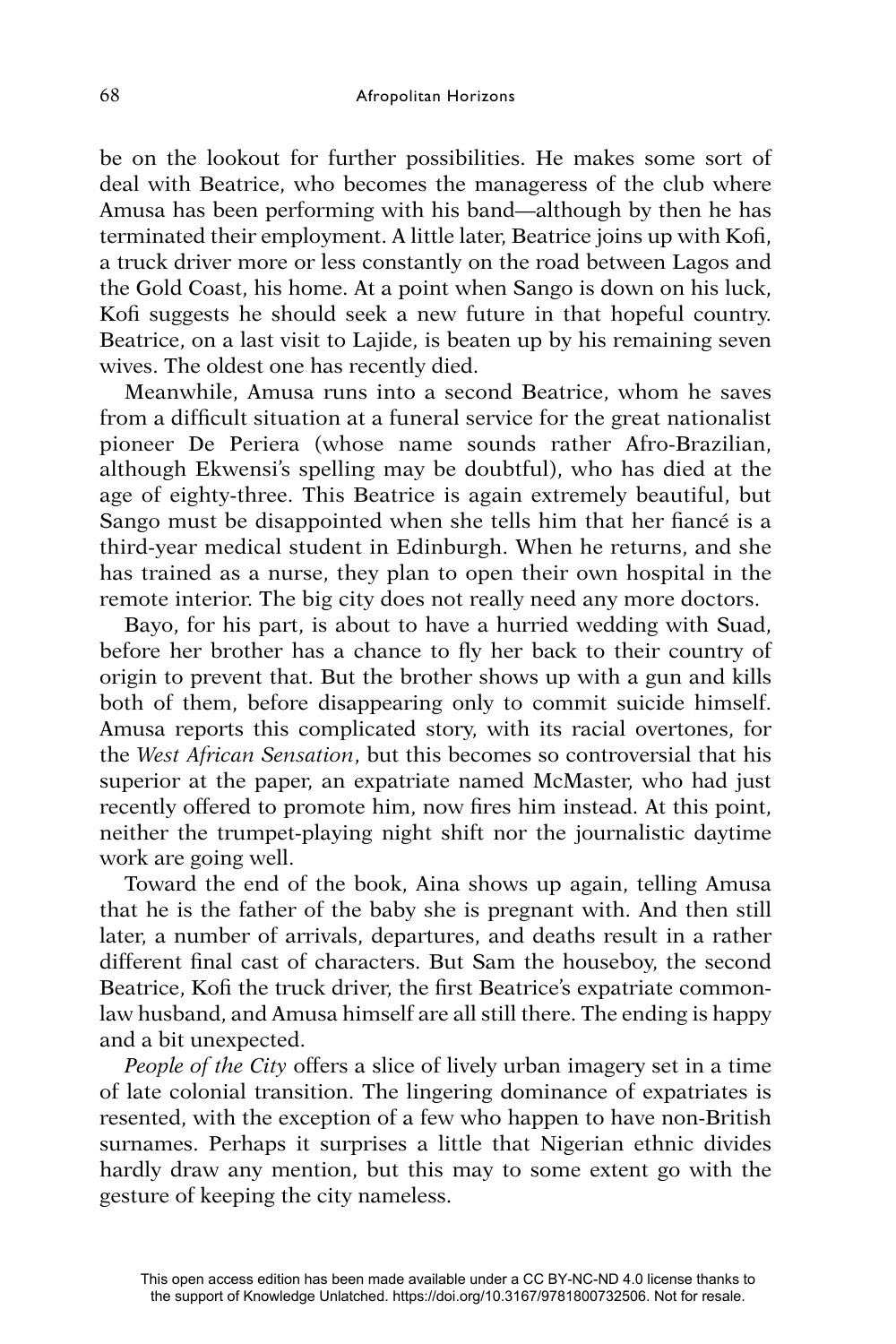be on the lookout for further possibilities. He makes some sort of deal with Beatrice, who becomes the manageress of the club where Amusa has been performing with his band—although by then he has terminated their employment. A little later, Beatrice joins up with Kofi, a truck driver more or less constantly on the road between Lagos and the Gold Coast, his home. At a point when Sango is down on his luck, Kofi suggests he should seek a new future in that hopeful country. Beatrice, on a last visit to Lajide, is beaten up by his remaining seven wives. The oldest one has recently died.

Meanwhile, Amusa runs into a second Beatrice, whom he saves from a difficult situation at a funeral service for the great nationalist pioneer De Periera (whose name sounds rather Afro-Brazilian, although Ekwensi's spelling may be doubtful), who has died at the age of eighty-three. This Beatrice is again extremely beautiful, but Sango must be disappointed when she tells him that her fiancé is a third-year medical student in Edinburgh. When he returns, and she has trained as a nurse, they plan to open their own hospital in the remote interior. The big city does not really need any more doctors.

Bayo, for his part, is about to have a hurried wedding with Suad, before her brother has a chance to fly her back to their country of origin to prevent that. But the brother shows up with a gun and kills both of them, before disappearing only to commit suicide himself. Amusa reports this complicated story, with its racial overtones, for the *West African Sensation*, but this becomes so controversial that his superior at the paper, an expatriate named McMaster, who had just recently offered to promote him, now fires him instead. At this point, neither the trumpet-playing night shift nor the journalistic daytime work are going well.

Toward the end of the book, Aina shows up again, telling Amusa that he is the father of the baby she is pregnant with. And then still later, a number of arrivals, departures, and deaths result in a rather different final cast of characters. But Sam the houseboy, the second Beatrice, Kofi the truck driver, the first Beatrice's expatriate common-law husband, and Amusa himself are all still there. The ending is happy and a bit unexpected.

*People of the City* offers a slice of lively urban imagery set in a time of late colonial transition. The lingering dominance of expatriates is resented, with the exception of a few who happen to have non-British surnames. Perhaps it surprises a little that Nigerian ethnic divides hardly draw any mention, but this may to some extent go with the gesture of keeping the city nameless.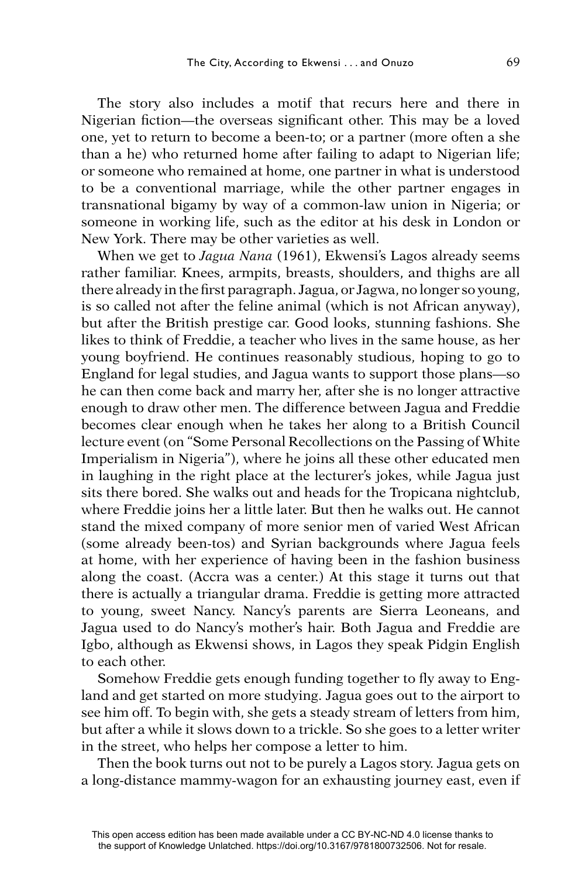The story also includes a motif that recurs here and there in Nigerian fiction—the overseas significant other. This may be a loved one, yet to return to become a been-to; or a partner (more often a she than a he) who returned home after failing to adapt to Nigerian life; or someone who remained at home, one partner in what is understood to be a conventional marriage, while the other partner engages in transnational bigamy by way of a common-law union in Nigeria; or someone in working life, such as the editor at his desk in London or New York. There may be other varieties as well.

When we get to *Jagua Nana* (1961), Ekwensi's Lagos already seems rather familiar. Knees, armpits, breasts, shoulders, and thighs are all there already in the first paragraph. Jagua, or Jagwa, no longer so young, is so called not after the feline animal (which is not African anyway), but after the British prestige car. Good looks, stunning fashions. She likes to think of Freddie, a teacher who lives in the same house, as her young boyfriend. He continues reasonably studious, hoping to go to England for legal studies, and Jagua wants to support those plans—so he can then come back and marry her, after she is no longer attractive enough to draw other men. The difference between Jagua and Freddie becomes clear enough when he takes her along to a British Council lecture event (on "Some Personal Recollections on the Passing of White Imperialism in Nigeria"), where he joins all these other educated men in laughing in the right place at the lecturer's jokes, while Jagua just sits there bored. She walks out and heads for the Tropicana nightclub, where Freddie joins her a little later. But then he walks out. He cannot stand the mixed company of more senior men of varied West African (some already been-tos) and Syrian backgrounds where Jagua feels at home, with her experience of having been in the fashion business along the coast. (Accra was a center.) At this stage it turns out that there is actually a triangular drama. Freddie is getting more attracted to young, sweet Nancy. Nancy's parents are Sierra Leoneans, and Jagua used to do Nancy's mother's hair. Both Jagua and Freddie are Igbo, although as Ekwensi shows, in Lagos they speak Pidgin English to each other.

Somehow Freddie gets enough funding together to fly away to England and get started on more studying. Jagua goes out to the airport to see him off. To begin with, she gets a steady stream of letters from him, but after a while it slows down to a trickle. So she goes to a letter writer in the street, who helps her compose a letter to him.

Then the book turns out not to be purely a Lagos story. Jagua gets on a long-distance mammy-wagon for an exhausting journey east, even if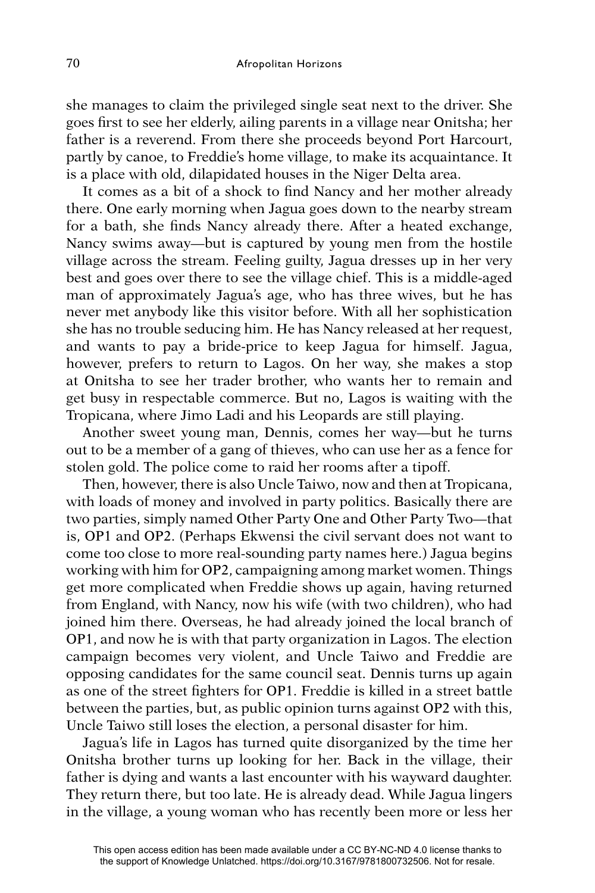she manages to claim the privileged single seat next to the driver. She goes first to see her elderly, ailing parents in a village near Onitsha; her father is a reverend. From there she proceeds beyond Port Harcourt, partly by canoe, to Freddie's home village, to make its acquaintance. It is a place with old, dilapidated houses in the Niger Delta area.

It comes as a bit of a shock to find Nancy and her mother already there. One early morning when Jagua goes down to the nearby stream for a bath, she finds Nancy already there. After a heated exchange, Nancy swims away—but is captured by young men from the hostile village across the stream. Feeling guilty, Jagua dresses up in her very best and goes over there to see the village chief. This is a middle-aged man of approximately Jagua's age, who has three wives, but he has never met anybody like this visitor before. With all her sophistication she has no trouble seducing him. He has Nancy released at her request, and wants to pay a bride-price to keep Jagua for himself. Jagua, however, prefers to return to Lagos. On her way, she makes a stop at Onitsha to see her trader brother, who wants her to remain and get busy in respectable commerce. But no, Lagos is waiting with the Tropicana, where Jimo Ladi and his Leopards are still playing.

Another sweet young man, Dennis, comes her way—but he turns out to be a member of a gang of thieves, who can use her as a fence for stolen gold. The police come to raid her rooms after a tipoff.

Then, however, there is also Uncle Taiwo, now and then at Tropicana, with loads of money and involved in party politics. Basically there are two parties, simply named Other Party One and Other Party Two—that is, OP1 and OP2. (Perhaps Ekwensi the civil servant does not want to come too close to more real-sounding party names here.) Jagua begins working with him for OP2, campaigning among market women. Things get more complicated when Freddie shows up again, having returned from England, with Nancy, now his wife (with two children), who had joined him there. Overseas, he had already joined the local branch of OP1, and now he is with that party organization in Lagos. The election campaign becomes very violent, and Uncle Taiwo and Freddie are opposing candidates for the same council seat. Dennis turns up again as one of the street fighters for OP1. Freddie is killed in a street battle between the parties, but, as public opinion turns against OP2 with this, Uncle Taiwo still loses the election, a personal disaster for him.

Jagua's life in Lagos has turned quite disorganized by the time her Onitsha brother turns up looking for her. Back in the village, their father is dying and wants a last encounter with his wayward daughter. They return there, but too late. He is already dead. While Jagua lingers in the village, a young woman who has recently been more or less her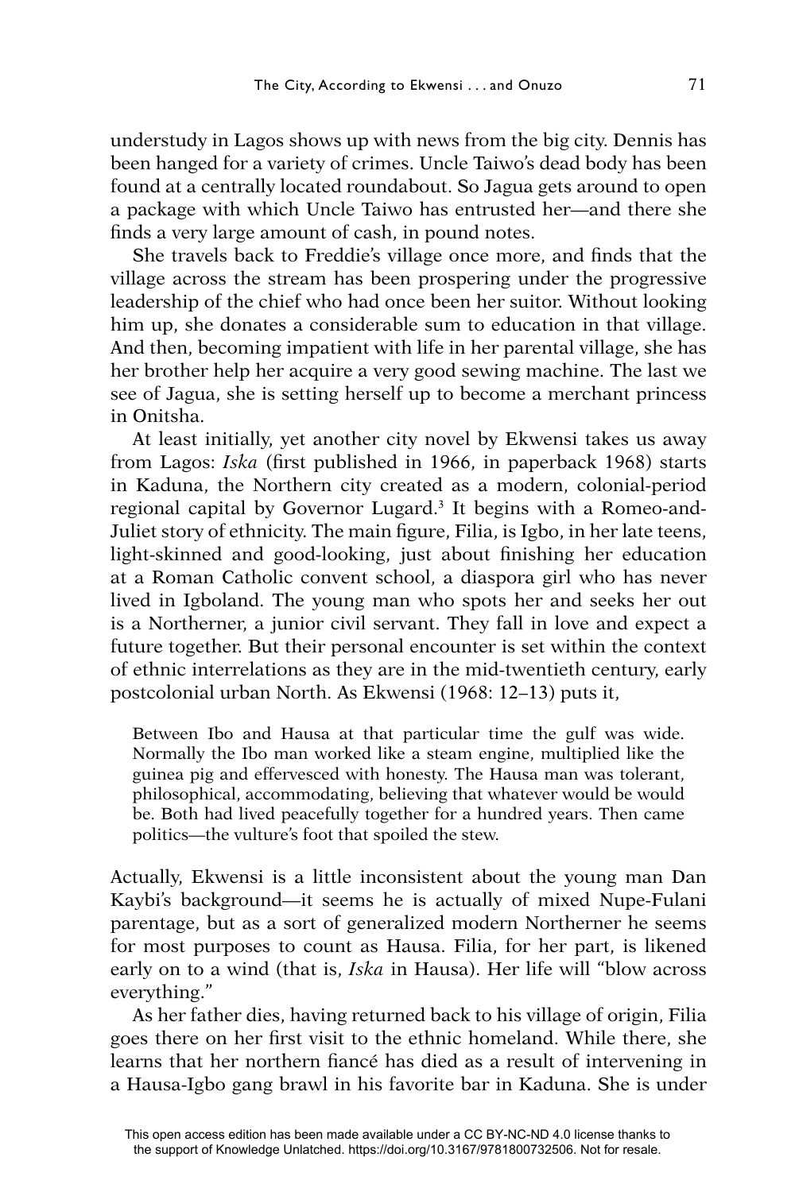understudy in Lagos shows up with news from the big city. Dennis has been hanged for a variety of crimes. Uncle Taiwo's dead body has been found at a centrally located roundabout. So Jagua gets around to open a package with which Uncle Taiwo has entrusted her—and there she finds a very large amount of cash, in pound notes.

She travels back to Freddie's village once more, and finds that the village across the stream has been prospering under the progressive leadership of the chief who had once been her suitor. Without looking him up, she donates a considerable sum to education in that village. And then, becoming impatient with life in her parental village, she has her brother help her acquire a very good sewing machine. The last we see of Jagua, she is setting herself up to become a merchant princess in Onitsha.

At least initially, yet another city novel by Ekwensi takes us away from Lagos: *Iska* (first published in 1966, in paperback 1968) starts in Kaduna, the Northern city created as a modern, colonial-period regional capital by Governor Lugard.[3] It begins with a Romeo-and-Juliet story of ethnicity. The main figure, Filia, is Igbo, in her late teens, light-skinned and good-looking, just about finishing her education at a Roman Catholic convent school, a diaspora girl who has never lived in Igboland. The young man who spots her and seeks her out is a Northerner, a junior civil servant. They fall in love and expect a future together. But their personal encounter is set within the context of ethnic interrelations as they are in the mid-twentieth century, early postcolonial urban North. As Ekwensi (1968: 12–13) puts it,

> Between Ibo and Hausa at that particular time the gulf was wide. Normally the Ibo man worked like a steam engine, multiplied like the guinea pig and effervesced with honesty. The Hausa man was tolerant, philosophical, accommodating, believing that whatever would be would be. Both had lived peacefully together for a hundred years. Then came politics—the vulture's foot that spoiled the stew.

Actually, Ekwensi is a little inconsistent about the young man Dan Kaybi's background—it seems he is actually of mixed Nupe-Fulani parentage, but as a sort of generalized modern Northerner he seems for most purposes to count as Hausa. Filia, for her part, is likened early on to a wind (that is, *Iska* in Hausa). Her life will "blow across everything."

As her father dies, having returned back to his village of origin, Filia goes there on her first visit to the ethnic homeland. While there, she learns that her northern fiancé has died as a result of intervening in a Hausa-Igbo gang brawl in his favorite bar in Kaduna. She is under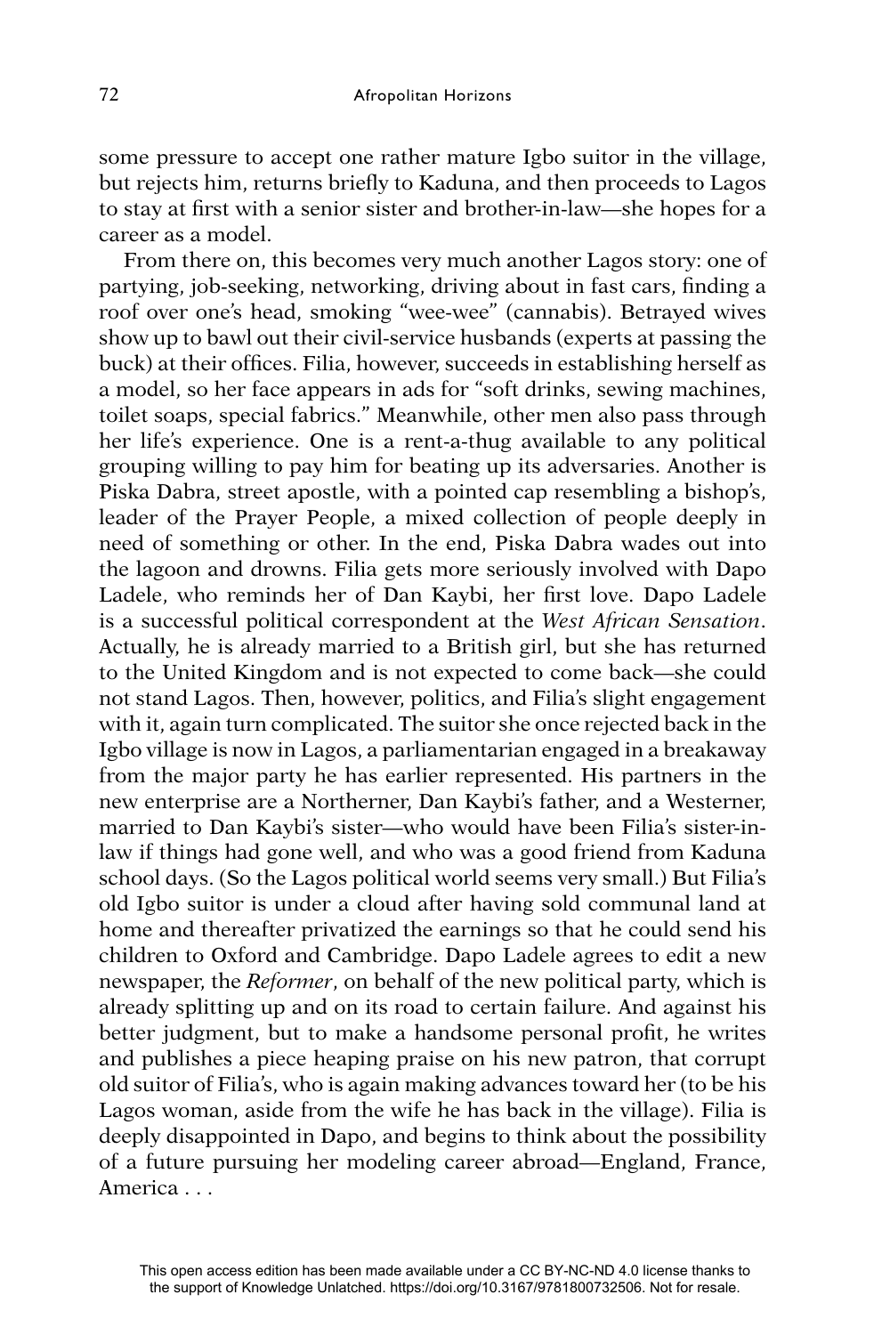some pressure to accept one rather mature Igbo suitor in the village, but rejects him, returns briefly to Kaduna, and then proceeds to Lagos to stay at first with a senior sister and brother-in-law—she hopes for a career as a model.

From there on, this becomes very much another Lagos story: one of partying, job-seeking, networking, driving about in fast cars, finding a roof over one's head, smoking "wee-wee" (cannabis). Betrayed wives show up to bawl out their civil-service husbands (experts at passing the buck) at their offices. Filia, however, succeeds in establishing herself as a model, so her face appears in ads for "soft drinks, sewing machines, toilet soaps, special fabrics." Meanwhile, other men also pass through her life's experience. One is a rent-a-thug available to any political grouping willing to pay him for beating up its adversaries. Another is Piska Dabra, street apostle, with a pointed cap resembling a bishop's, leader of the Prayer People, a mixed collection of people deeply in need of something or other. In the end, Piska Dabra wades out into the lagoon and drowns. Filia gets more seriously involved with Dapo Ladele, who reminds her of Dan Kaybi, her first love. Dapo Ladele is a successful political correspondent at the *West African Sensation*. Actually, he is already married to a British girl, but she has returned to the United Kingdom and is not expected to come back—she could not stand Lagos. Then, however, politics, and Filia's slight engagement with it, again turn complicated. The suitor she once rejected back in the Igbo village is now in Lagos, a parliamentarian engaged in a breakaway from the major party he has earlier represented. His partners in the new enterprise are a Northerner, Dan Kaybi's father, and a Westerner, married to Dan Kaybi's sister—who would have been Filia's sister-in-law if things had gone well, and who was a good friend from Kaduna school days. (So the Lagos political world seems very small.) But Filia's old Igbo suitor is under a cloud after having sold communal land at home and thereafter privatized the earnings so that he could send his children to Oxford and Cambridge. Dapo Ladele agrees to edit a new newspaper, the *Reformer*, on behalf of the new political party, which is already splitting up and on its road to certain failure. And against his better judgment, but to make a handsome personal profit, he writes and publishes a piece heaping praise on his new patron, that corrupt old suitor of Filia's, who is again making advances toward her (to be his Lagos woman, aside from the wife he has back in the village). Filia is deeply disappointed in Dapo, and begins to think about the possibility of a future pursuing her modeling career abroad—England, France, America . . .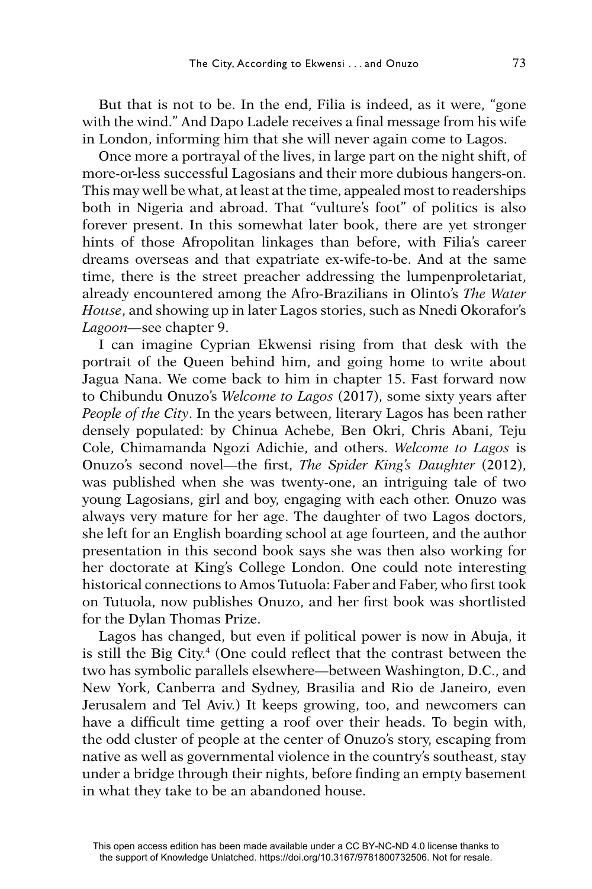But that is not to be. In the end, Filia is indeed, as it were, "gone with the wind." And Dapo Ladele receives a final message from his wife in London, informing him that she will never again come to Lagos.

Once more a portrayal of the lives, in large part on the night shift, of more-or-less successful Lagosians and their more dubious hangers-on. This may well be what, at least at the time, appealed most to readerships both in Nigeria and abroad. That "vulture's foot" of politics is also forever present. In this somewhat later book, there are yet stronger hints of those Afropolitan linkages than before, with Filia's career dreams overseas and that expatriate ex-wife-to-be. And at the same time, there is the street preacher addressing the lumpenproletariat, already encountered among the Afro-Brazilians in Olinto's *The Water House*, and showing up in later Lagos stories, such as Nnedi Okorafor's *Lagoon*—see chapter 9.

I can imagine Cyprian Ekwensi rising from that desk with the portrait of the Queen behind him, and going home to write about Jagua Nana. We come back to him in chapter 15. Fast forward now to Chibundu Onuzo's *Welcome to Lagos* (2017), some sixty years after *People of the City*. In the years between, literary Lagos has been rather densely populated: by Chinua Achebe, Ben Okri, Chris Abani, Teju Cole, Chimamanda Ngozi Adichie, and others. *Welcome to Lagos* is Onuzo's second novel—the first, *The Spider King's Daughter* (2012), was published when she was twenty-one, an intriguing tale of two young Lagosians, girl and boy, engaging with each other. Onuzo was always very mature for her age. The daughter of two Lagos doctors, she left for an English boarding school at age fourteen, and the author presentation in this second book says she was then also working for her doctorate at King's College London. One could note interesting historical connections to Amos Tutuola: Faber and Faber, who first took on Tutuola, now publishes Onuzo, and her first book was shortlisted for the Dylan Thomas Prize.

Lagos has changed, but even if political power is now in Abuja, it is still the Big City.[4] (One could reflect that the contrast between the two has symbolic parallels elsewhere—between Washington, D.C., and New York, Canberra and Sydney, Brasilia and Rio de Janeiro, even Jerusalem and Tel Aviv.) It keeps growing, too, and newcomers can have a difficult time getting a roof over their heads. To begin with, the odd cluster of people at the center of Onuzo's story, escaping from native as well as governmental violence in the country's southeast, stay under a bridge through their nights, before finding an empty basement in what they take to be an abandoned house.

This open access edition has been made available under a CC BY-NC-ND 4.0 license thanks to the support of Knowledge Unlatched. https://doi.org/10.3167/9781800732506. Not for resale.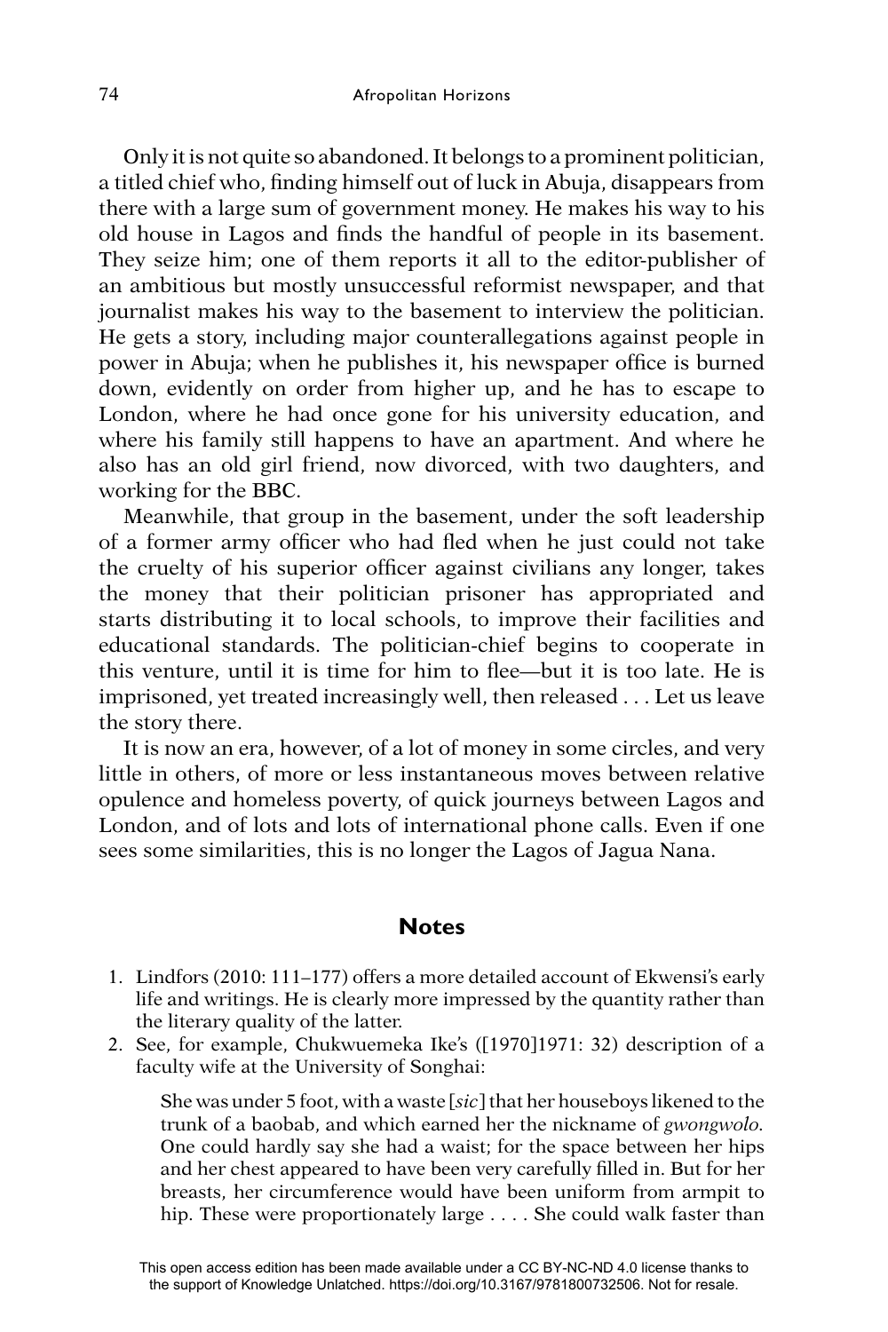Only it is not quite so abandoned. It belongs to a prominent politician, a titled chief who, finding himself out of luck in Abuja, disappears from there with a large sum of government money. He makes his way to his old house in Lagos and finds the handful of people in its basement. They seize him; one of them reports it all to the editor-publisher of an ambitious but mostly unsuccessful reformist newspaper, and that journalist makes his way to the basement to interview the politician. He gets a story, including major counterallegations against people in power in Abuja; when he publishes it, his newspaper office is burned down, evidently on order from higher up, and he has to escape to London, where he had once gone for his university education, and where his family still happens to have an apartment. And where he also has an old girl friend, now divorced, with two daughters, and working for the BBC.

Meanwhile, that group in the basement, under the soft leadership of a former army officer who had fled when he just could not take the cruelty of his superior officer against civilians any longer, takes the money that their politician prisoner has appropriated and starts distributing it to local schools, to improve their facilities and educational standards. The politician-chief begins to cooperate in this venture, until it is time for him to flee—but it is too late. He is imprisoned, yet treated increasingly well, then released . . . Let us leave the story there.

It is now an era, however, of a lot of money in some circles, and very little in others, of more or less instantaneous moves between relative opulence and homeless poverty, of quick journeys between Lagos and London, and of lots and lots of international phone calls. Even if one sees some similarities, this is no longer the Lagos of Jagua Nana.

## Notes

1. Lindfors (2010: 111–177) offers a more detailed account of Ekwensi's early life and writings. He is clearly more impressed by the quantity rather than the literary quality of the latter.
2. See, for example, Chukwuemeka Ike's ([1970]1971: 32) description of a faculty wife at the University of Songhai:

   > She was under 5 foot, with a waste [*sic*] that her houseboys likened to the trunk of a baobab, and which earned her the nickname of *gwongwolo*. One could hardly say she had a waist; for the space between her hips and her chest appeared to have been very carefully filled in. But for her breasts, her circumference would have been uniform from armpit to hip. These were proportionately large . . . . She could walk faster than

This open access edition has been made available under a CC BY-NC-ND 4.0 license thanks to the support of Knowledge Unlatched. https://doi.org/10.3167/9781800732506. Not for resale.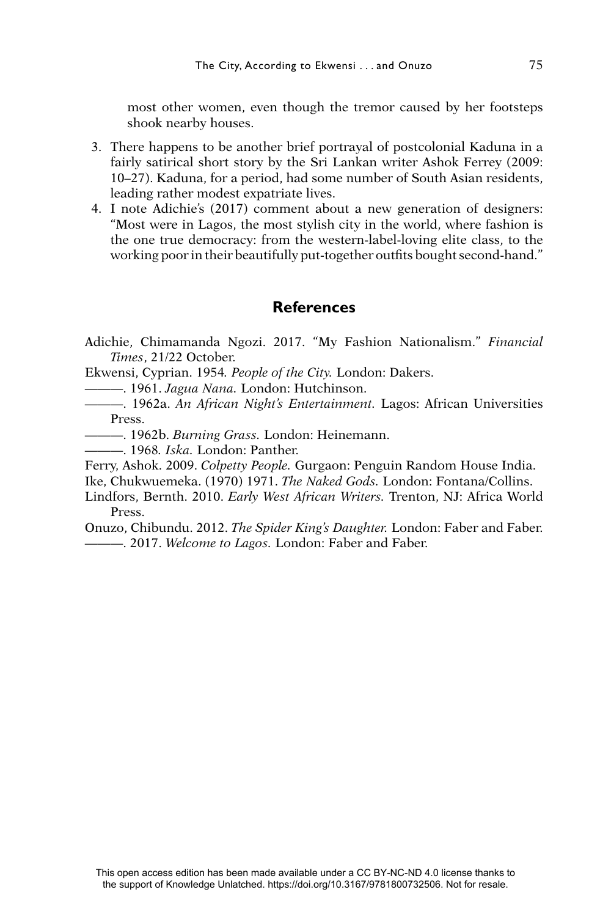most other women, even though the tremor caused by her footsteps shook nearby houses.

3. There happens to be another brief portrayal of postcolonial Kaduna in a fairly satirical short story by the Sri Lankan writer Ashok Ferrey (2009: 10–27). Kaduna, for a period, had some number of South Asian residents, leading rather modest expatriate lives.
4. I note Adichie's (2017) comment about a new generation of designers: "Most were in Lagos, the most stylish city in the world, where fashion is the one true democracy: from the western-label-loving elite class, to the working poor in their beautifully put-together outfits bought second-hand."

## References

Adichie, Chimamanda Ngozi. 2017. "My Fashion Nationalism." *Financial Times*, 21/22 October.

Ekwensi, Cyprian. 1954. *People of the City.* London: Dakers.

———. 1961. *Jagua Nana.* London: Hutchinson.

———. 1962a. *An African Night's Entertainment.* Lagos: African Universities Press.

———. 1962b. *Burning Grass.* London: Heinemann.

———. 1968. *Iska.* London: Panther.

Ferry, Ashok. 2009. *Colpetty People.* Gurgaon: Penguin Random House India.

Ike, Chukwuemeka. (1970) 1971. *The Naked Gods.* London: Fontana/Collins.

Lindfors, Bernth. 2010. *Early West African Writers.* Trenton, NJ: Africa World Press.

Onuzo, Chibundu. 2012. *The Spider King's Daughter.* London: Faber and Faber.

———. 2017. *Welcome to Lagos.* London: Faber and Faber.

This open access edition has been made available under a CC BY-NC-ND 4.0 license thanks to the support of Knowledge Unlatched. https://doi.org/10.3167/9781800732506. Not for resale.